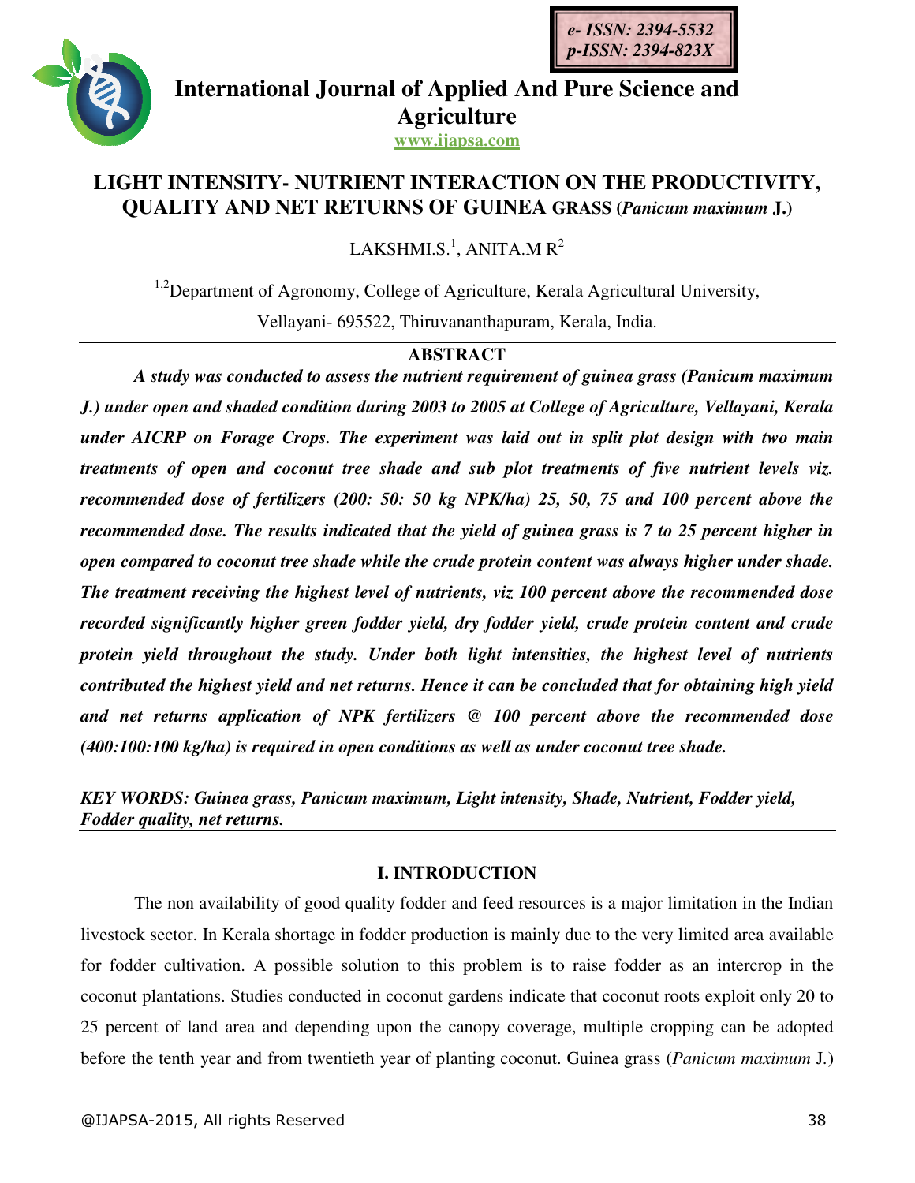e- ISSN: 2394-5532
p-ISSN: 2394-823X

# International Journal of Applied And Pure Science and Agriculture

www.ijapsa.com

## LIGHT INTENSITY- NUTRIENT INTERACTION ON THE PRODUCTIVITY, QUALITY AND NET RETURNS OF GUINEA GRASS (*Panicum maximum* J.)

LAKSHMI.S.[1], ANITA.M R[2]

[1,2]Department of Agronomy, College of Agriculture, Kerala Agricultural University, Vellayani- 695522, Thiruvananthapuram, Kerala, India.

### ABSTRACT

***A study was conducted to assess the nutrient requirement of guinea grass (Panicum maximum J.) under open and shaded condition during 2003 to 2005 at College of Agriculture, Vellayani, Kerala under AICRP on Forage Crops. The experiment was laid out in split plot design with two main treatments of open and coconut tree shade and sub plot treatments of five nutrient levels viz. recommended dose of fertilizers (200: 50: 50 kg NPK/ha) 25, 50, 75 and 100 percent above the recommended dose. The results indicated that the yield of guinea grass is 7 to 25 percent higher in open compared to coconut tree shade while the crude protein content was always higher under shade. The treatment receiving the highest level of nutrients, viz 100 percent above the recommended dose recorded significantly higher green fodder yield, dry fodder yield, crude protein content and crude protein yield throughout the study. Under both light intensities, the highest level of nutrients contributed the highest yield and net returns. Hence it can be concluded that for obtaining high yield and net returns application of NPK fertilizers @ 100 percent above the recommended dose (400:100:100 kg/ha) is required in open conditions as well as under coconut tree shade.***

***KEY WORDS: Guinea grass, Panicum maximum, Light intensity, Shade, Nutrient, Fodder yield, Fodder quality, net returns.***

### I. INTRODUCTION

The non availability of good quality fodder and feed resources is a major limitation in the Indian livestock sector. In Kerala shortage in fodder production is mainly due to the very limited area available for fodder cultivation. A possible solution to this problem is to raise fodder as an intercrop in the coconut plantations. Studies conducted in coconut gardens indicate that coconut roots exploit only 20 to 25 percent of land area and depending upon the canopy coverage, multiple cropping can be adopted before the tenth year and from twentieth year of planting coconut. Guinea grass (*Panicum maximum* J.)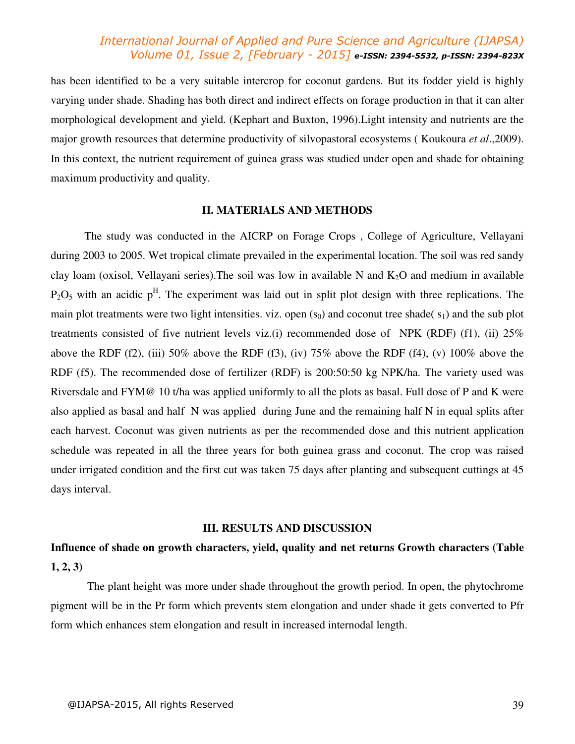has been identified to be a very suitable intercrop for coconut gardens. But its fodder yield is highly varying under shade. Shading has both direct and indirect effects on forage production in that it can alter morphological development and yield. (Kephart and Buxton, 1996).Light intensity and nutrients are the major growth resources that determine productivity of silvopastoral ecosystems ( Koukoura *et al*.,2009). In this context, the nutrient requirement of guinea grass was studied under open and shade for obtaining maximum productivity and quality.

## II. MATERIALS AND METHODS

The study was conducted in the AICRP on Forage Crops , College of Agriculture, Vellayani during 2003 to 2005. Wet tropical climate prevailed in the experimental location. The soil was red sandy clay loam (oxisol, Vellayani series).The soil was low in available N and $K_2O$ and medium in available $P_2O_5$ with an acidic $p^H$. The experiment was laid out in split plot design with three replications. The main plot treatments were two light intensities. viz. open ($s_0$) and coconut tree shade( $s_1$) and the sub plot treatments consisted of five nutrient levels viz.(i) recommended dose of NPK (RDF) (f1), (ii) 25% above the RDF (f2), (iii) 50% above the RDF (f3), (iv) 75% above the RDF (f4), (v) 100% above the RDF (f5). The recommended dose of fertilizer (RDF) is 200:50:50 kg NPK/ha. The variety used was Riversdale and FYM@ 10 t/ha was applied uniformly to all the plots as basal. Full dose of P and K were also applied as basal and half N was applied during June and the remaining half N in equal splits after each harvest. Coconut was given nutrients as per the recommended dose and this nutrient application schedule was repeated in all the three years for both guinea grass and coconut. The crop was raised under irrigated condition and the first cut was taken 75 days after planting and subsequent cuttings at 45 days interval.

## III. RESULTS AND DISCUSSION

**Influence of shade on growth characters, yield, quality and net returns Growth characters (Table 1, 2, 3)**

The plant height was more under shade throughout the growth period. In open, the phytochrome pigment will be in the Pr form which prevents stem elongation and under shade it gets converted to Pfr form which enhances stem elongation and result in increased internodal length.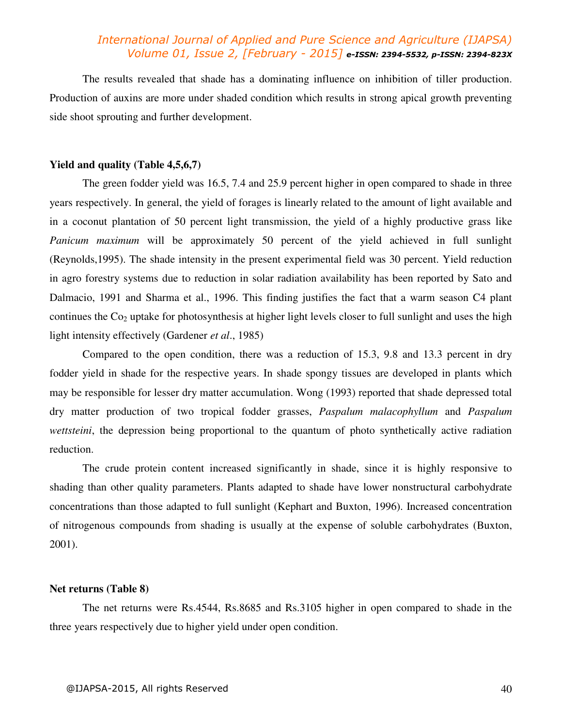The results revealed that shade has a dominating influence on inhibition of tiller production. Production of auxins are more under shaded condition which results in strong apical growth preventing side shoot sprouting and further development.

**Yield and quality (Table 4,5,6,7)**

The green fodder yield was 16.5, 7.4 and 25.9 percent higher in open compared to shade in three years respectively. In general, the yield of forages is linearly related to the amount of light available and in a coconut plantation of 50 percent light transmission, the yield of a highly productive grass like *Panicum maximum* will be approximately 50 percent of the yield achieved in full sunlight (Reynolds,1995). The shade intensity in the present experimental field was 30 percent. Yield reduction in agro forestry systems due to reduction in solar radiation availability has been reported by Sato and Dalmacio, 1991 and Sharma et al., 1996. This finding justifies the fact that a warm season C4 plant continues the $Co_2$ uptake for photosynthesis at higher light levels closer to full sunlight and uses the high light intensity effectively (Gardener *et al*., 1985)

Compared to the open condition, there was a reduction of 15.3, 9.8 and 13.3 percent in dry fodder yield in shade for the respective years. In shade spongy tissues are developed in plants which may be responsible for lesser dry matter accumulation. Wong (1993) reported that shade depressed total dry matter production of two tropical fodder grasses, *Paspalum malacophyllum* and *Paspalum wettsteini*, the depression being proportional to the quantum of photo synthetically active radiation reduction.

The crude protein content increased significantly in shade, since it is highly responsive to shading than other quality parameters. Plants adapted to shade have lower nonstructural carbohydrate concentrations than those adapted to full sunlight (Kephart and Buxton, 1996). Increased concentration of nitrogenous compounds from shading is usually at the expense of soluble carbohydrates (Buxton, 2001).

**Net returns (Table 8)**

The net returns were Rs.4544, Rs.8685 and Rs.3105 higher in open compared to shade in the three years respectively due to higher yield under open condition.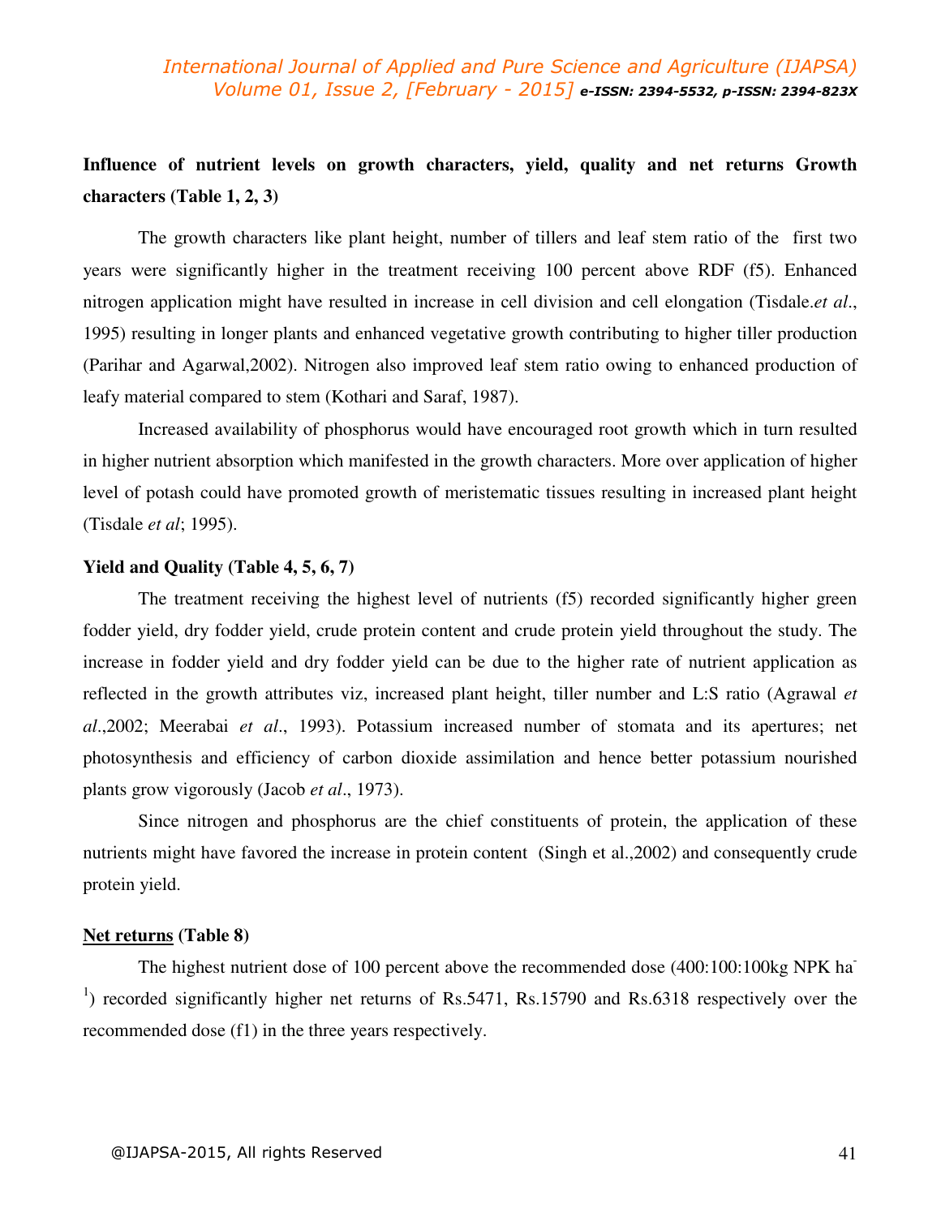**Influence of nutrient levels on growth characters, yield, quality and net returns Growth characters (Table 1, 2, 3)**

The growth characters like plant height, number of tillers and leaf stem ratio of the first two years were significantly higher in the treatment receiving 100 percent above RDF (f5). Enhanced nitrogen application might have resulted in increase in cell division and cell elongation (Tisdale.*et al*., 1995) resulting in longer plants and enhanced vegetative growth contributing to higher tiller production (Parihar and Agarwal,2002). Nitrogen also improved leaf stem ratio owing to enhanced production of leafy material compared to stem (Kothari and Saraf, 1987).

Increased availability of phosphorus would have encouraged root growth which in turn resulted in higher nutrient absorption which manifested in the growth characters. More over application of higher level of potash could have promoted growth of meristematic tissues resulting in increased plant height (Tisdale *et al*; 1995).

**Yield and Quality (Table 4, 5, 6, 7)**

The treatment receiving the highest level of nutrients (f5) recorded significantly higher green fodder yield, dry fodder yield, crude protein content and crude protein yield throughout the study. The increase in fodder yield and dry fodder yield can be due to the higher rate of nutrient application as reflected in the growth attributes viz, increased plant height, tiller number and L:S ratio (Agrawal *et al*.,2002; Meerabai *et al*., 1993). Potassium increased number of stomata and its apertures; net photosynthesis and efficiency of carbon dioxide assimilation and hence better potassium nourished plants grow vigorously (Jacob *et al*., 1973).

Since nitrogen and phosphorus are the chief constituents of protein, the application of these nutrients might have favored the increase in protein content (Singh et al.,2002) and consequently crude protein yield.

**Net returns (Table 8)**

The highest nutrient dose of 100 percent above the recommended dose (400:100:100kg NPK $ha^{-1}$) recorded significantly higher net returns of Rs.5471, Rs.15790 and Rs.6318 respectively over the recommended dose (f1) in the three years respectively.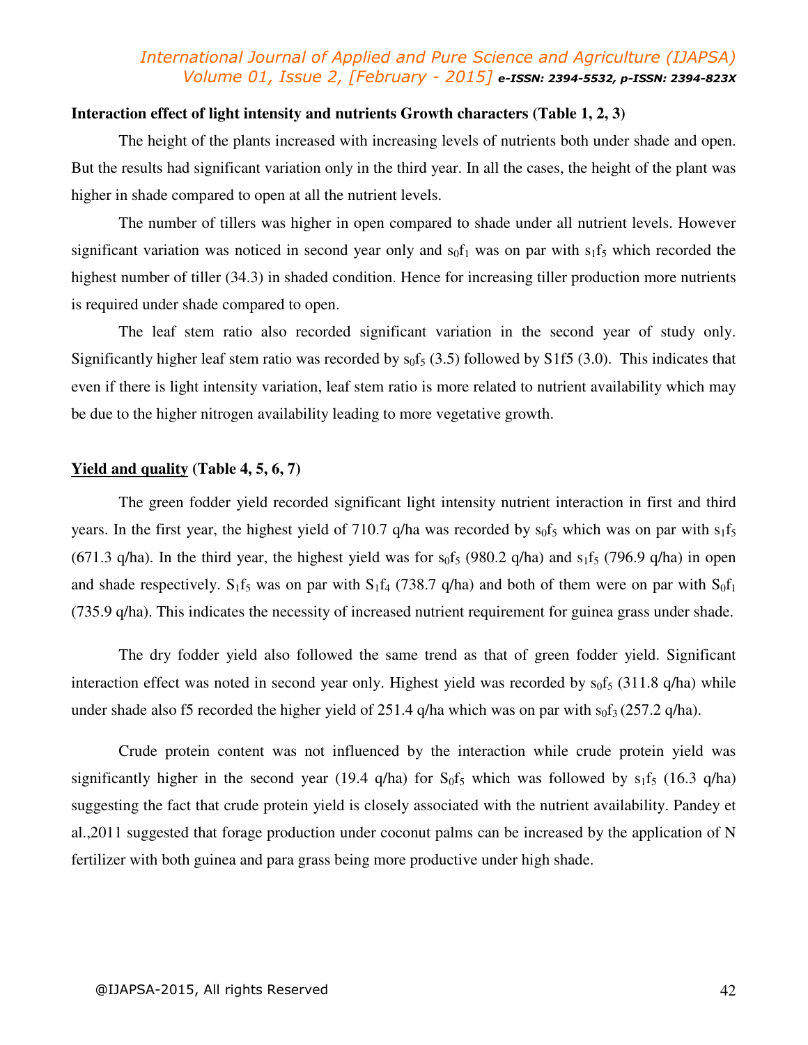**Interaction effect of light intensity and nutrients Growth characters (Table 1, 2, 3)**

The height of the plants increased with increasing levels of nutrients both under shade and open. But the results had significant variation only in the third year. In all the cases, the height of the plant was higher in shade compared to open at all the nutrient levels.

The number of tillers was higher in open compared to shade under all nutrient levels. However significant variation was noticed in second year only and $s_0f_1$ was on par with $s_1f_5$ which recorded the highest number of tiller (34.3) in shaded condition. Hence for increasing tiller production more nutrients is required under shade compared to open.

The leaf stem ratio also recorded significant variation in the second year of study only. Significantly higher leaf stem ratio was recorded by $s_0f_5$ (3.5) followed by S1f5 (3.0). This indicates that even if there is light intensity variation, leaf stem ratio is more related to nutrient availability which may be due to the higher nitrogen availability leading to more vegetative growth.

**<u>Yield and quality</u> (Table 4, 5, 6, 7)**

The green fodder yield recorded significant light intensity nutrient interaction in first and third years. In the first year, the highest yield of 710.7 q/ha was recorded by $s_0f_5$ which was on par with $s_1f_5$ (671.3 q/ha). In the third year, the highest yield was for $s_0f_5$ (980.2 q/ha) and $s_1f_5$ (796.9 q/ha) in open and shade respectively. $S_1f_5$ was on par with $S_1f_4$ (738.7 q/ha) and both of them were on par with $S_0f_1$ (735.9 q/ha). This indicates the necessity of increased nutrient requirement for guinea grass under shade.

The dry fodder yield also followed the same trend as that of green fodder yield. Significant interaction effect was noted in second year only. Highest yield was recorded by $s_0f_5$ (311.8 q/ha) while under shade also f5 recorded the higher yield of 251.4 q/ha which was on par with $s_0f_3$ (257.2 q/ha).

Crude protein content was not influenced by the interaction while crude protein yield was significantly higher in the second year (19.4 q/ha) for $S_0f_5$ which was followed by $s_1f_5$ (16.3 q/ha) suggesting the fact that crude protein yield is closely associated with the nutrient availability. Pandey et al.,2011 suggested that forage production under coconut palms can be increased by the application of N fertilizer with both guinea and para grass being more productive under high shade.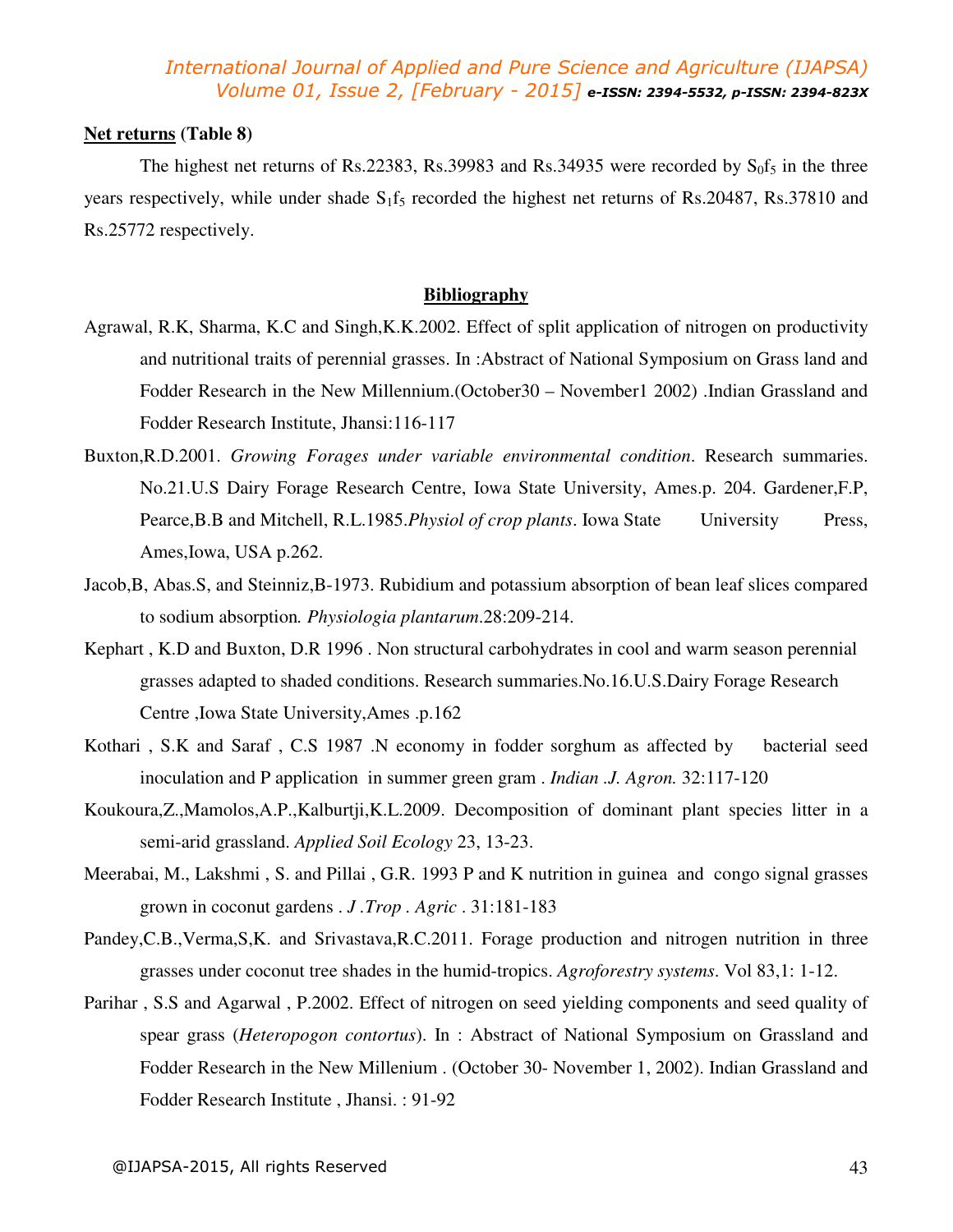**Net returns (Table 8)**

The highest net returns of Rs.22383, Rs.39983 and Rs.34935 were recorded by $S_0f_5$ in the three years respectively, while under shade $S_1f_5$ recorded the highest net returns of Rs.20487, Rs.37810 and Rs.25772 respectively.

## Bibliography

Agrawal, R.K, Sharma, K.C and Singh,K.K.2002. Effect of split application of nitrogen on productivity and nutritional traits of perennial grasses. In :Abstract of National Symposium on Grass land and Fodder Research in the New Millennium.(October30 – November1 2002) .Indian Grassland and Fodder Research Institute, Jhansi:116-117

Buxton,R.D.2001. *Growing Forages under variable environmental condition*. Research summaries. No.21.U.S Dairy Forage Research Centre, Iowa State University, Ames.p. 204. Gardener,F.P, Pearce,B.B and Mitchell, R.L.1985.*Physiol of crop plants*. Iowa State University Press, Ames,Iowa, USA p.262.

Jacob,B, Abas.S, and Steinniz,B-1973. Rubidium and potassium absorption of bean leaf slices compared to sodium absorption. *Physiologia plantarum*.28:209-214.

Kephart , K.D and Buxton, D.R 1996 . Non structural carbohydrates in cool and warm season perennial grasses adapted to shaded conditions. Research summaries.No.16.U.S.Dairy Forage Research Centre ,Iowa State University,Ames .p.162

Kothari , S.K and Saraf , C.S 1987 .N economy in fodder sorghum as affected by bacterial seed inoculation and P application in summer green gram . *Indian .J. Agron.* 32:117-120

Koukoura,Z.,Mamolos,A.P.,Kalburtji,K.L.2009. Decomposition of dominant plant species litter in a semi-arid grassland. *Applied Soil Ecology* 23, 13-23.

Meerabai, M., Lakshmi , S. and Pillai , G.R. 1993 P and K nutrition in guinea and congo signal grasses grown in coconut gardens . *J .Trop . Agric* . 31:181-183

Pandey,C.B.,Verma,S,K. and Srivastava,R.C.2011. Forage production and nitrogen nutrition in three grasses under coconut tree shades in the humid-tropics. *Agroforestry systems*. Vol 83,1: 1-12.

Parihar , S.S and Agarwal , P.2002. Effect of nitrogen on seed yielding components and seed quality of spear grass (*Heteropogon contortus*). In : Abstract of National Symposium on Grassland and Fodder Research in the New Millenium . (October 30- November 1, 2002). Indian Grassland and Fodder Research Institute , Jhansi. : 91-92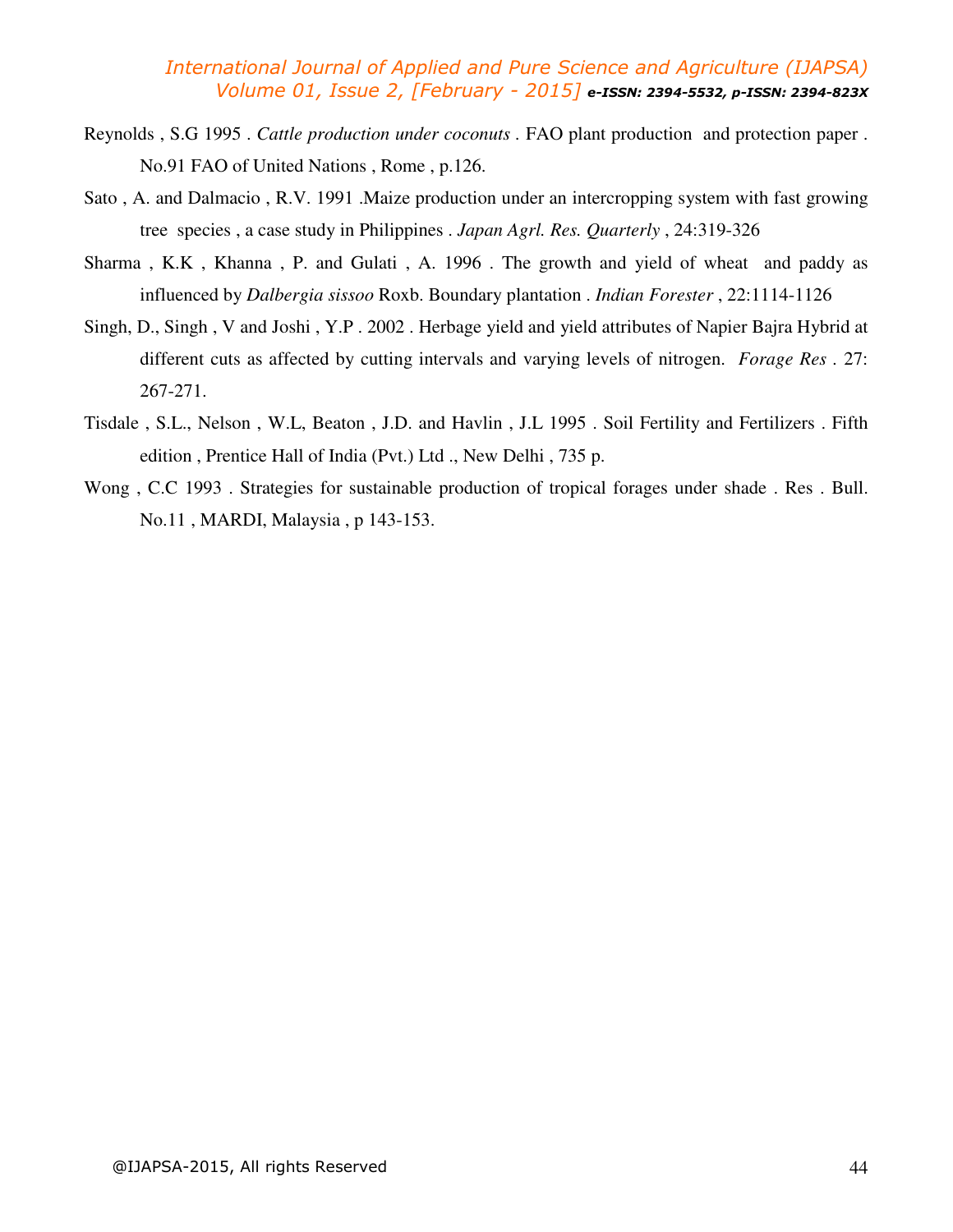Reynolds , S.G 1995 . *Cattle production under coconuts* . FAO plant production and protection paper . No.91 FAO of United Nations , Rome , p.126.

Sato , A. and Dalmacio , R.V. 1991 .Maize production under an intercropping system with fast growing tree species , a case study in Philippines . *Japan Agrl. Res. Quarterly* , 24:319-326

Sharma , K.K , Khanna , P. and Gulati , A. 1996 . The growth and yield of wheat and paddy as influenced by *Dalbergia sissoo* Roxb. Boundary plantation . *Indian Forester* , 22:1114-1126

Singh, D., Singh , V and Joshi , Y.P . 2002 . Herbage yield and yield attributes of Napier Bajra Hybrid at different cuts as affected by cutting intervals and varying levels of nitrogen. *Forage Res* . 27: 267-271.

Tisdale , S.L., Nelson , W.L, Beaton , J.D. and Havlin , J.L 1995 . Soil Fertility and Fertilizers . Fifth edition , Prentice Hall of India (Pvt.) Ltd ., New Delhi , 735 p.

Wong , C.C 1993 . Strategies for sustainable production of tropical forages under shade . Res . Bull. No.11 , MARDI, Malaysia , p 143-153.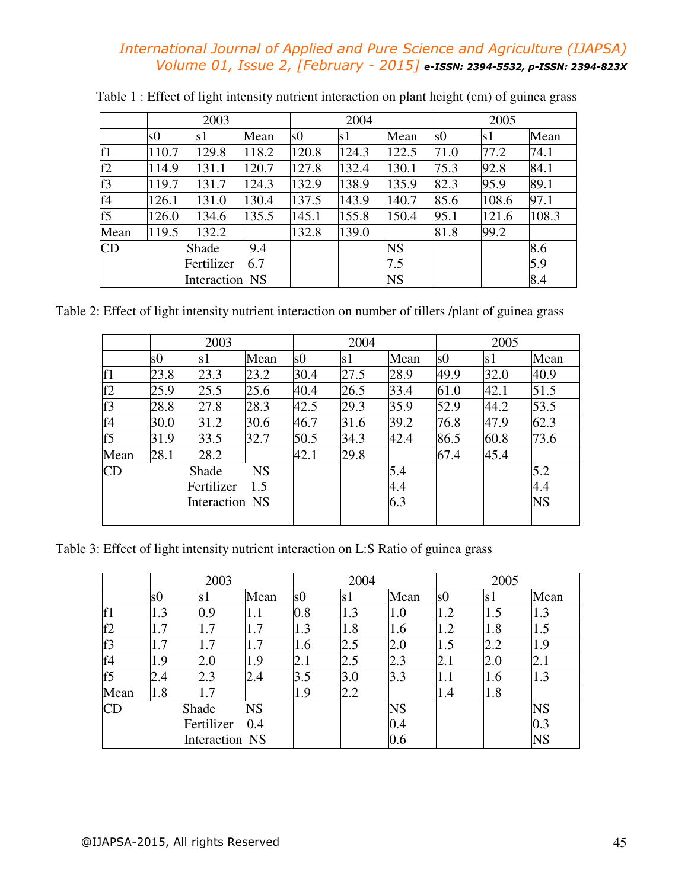Table 1 : Effect of light intensity nutrient interaction on plant height (cm) of guinea grass

| | 2003 | | | 2004 | | | 2005 | | |
|---|---|---|---|---|---|---|---|---|---|
| | s0 | s1 | Mean | s0 | s1 | Mean | s0 | s1 | Mean |
| f1 | 110.7 | 129.8 | 118.2 | 120.8 | 124.3 | 122.5 | 71.0 | 77.2 | 74.1 |
| f2 | 114.9 | 131.1 | 120.7 | 127.8 | 132.4 | 130.1 | 75.3 | 92.8 | 84.1 |
| f3 | 119.7 | 131.7 | 124.3 | 132.9 | 138.9 | 135.9 | 82.3 | 95.9 | 89.1 |
| f4 | 126.1 | 131.0 | 130.4 | 137.5 | 143.9 | 140.7 | 85.6 | 108.6 | 97.1 |
| f5 | 126.0 | 134.6 | 135.5 | 145.1 | 155.8 | 150.4 | 95.1 | 121.6 | 108.3 |
| Mean | 119.5 | 132.2 | | 132.8 | 139.0 | | 81.8 | 99.2 | |
| CD | Shade | 9.4 | | | | NS | | | 8.6 |
| | Fertilizer | 6.7 | | | | 7.5 | | | 5.9 |
| | Interaction | NS | | | | NS | | | 8.4 |

Table 2: Effect of light intensity nutrient interaction on number of tillers /plant of guinea grass

| | 2003 | | | 2004 | | | 2005 | | |
|---|---|---|---|---|---|---|---|---|---|
| | s0 | s1 | Mean | s0 | s1 | Mean | s0 | s1 | Mean |
| f1 | 23.8 | 23.3 | 23.2 | 30.4 | 27.5 | 28.9 | 49.9 | 32.0 | 40.9 |
| f2 | 25.9 | 25.5 | 25.6 | 40.4 | 26.5 | 33.4 | 61.0 | 42.1 | 51.5 |
| f3 | 28.8 | 27.8 | 28.3 | 42.5 | 29.3 | 35.9 | 52.9 | 44.2 | 53.5 |
| f4 | 30.0 | 31.2 | 30.6 | 46.7 | 31.6 | 39.2 | 76.8 | 47.9 | 62.3 |
| f5 | 31.9 | 33.5 | 32.7 | 50.5 | 34.3 | 42.4 | 86.5 | 60.8 | 73.6 |
| Mean | 28.1 | 28.2 | | 42.1 | 29.8 | | 67.4 | 45.4 | |
| CD | Shade | NS | | | | 5.4 | | | 5.2 |
| | Fertilizer | 1.5 | | | | 4.4 | | | 4.4 |
| | Interaction | NS | | | | 6.3 | | | NS |

Table 3: Effect of light intensity nutrient interaction on L:S Ratio of guinea grass

| | 2003 | | | 2004 | | | 2005 | | |
|---|---|---|---|---|---|---|---|---|---|
| | s0 | s1 | Mean | s0 | s1 | Mean | s0 | s1 | Mean |
| f1 | 1.3 | 0.9 | 1.1 | 0.8 | 1.3 | 1.0 | 1.2 | 1.5 | 1.3 |
| f2 | 1.7 | 1.7 | 1.7 | 1.3 | 1.8 | 1.6 | 1.2 | 1.8 | 1.5 |
| f3 | 1.7 | 1.7 | 1.7 | 1.6 | 2.5 | 2.0 | 1.5 | 2.2 | 1.9 |
| f4 | 1.9 | 2.0 | 1.9 | 2.1 | 2.5 | 2.3 | 2.1 | 2.0 | 2.1 |
| f5 | 2.4 | 2.3 | 2.4 | 3.5 | 3.0 | 3.3 | 1.1 | 1.6 | 1.3 |
| Mean | 1.8 | 1.7 | | 1.9 | 2.2 | | 1.4 | 1.8 | |
| CD | Shade | NS | | | | NS | | | NS |
| | Fertilizer | 0.4 | | | | 0.4 | | | 0.3 |
| | Interaction | NS | | | | 0.6 | | | NS |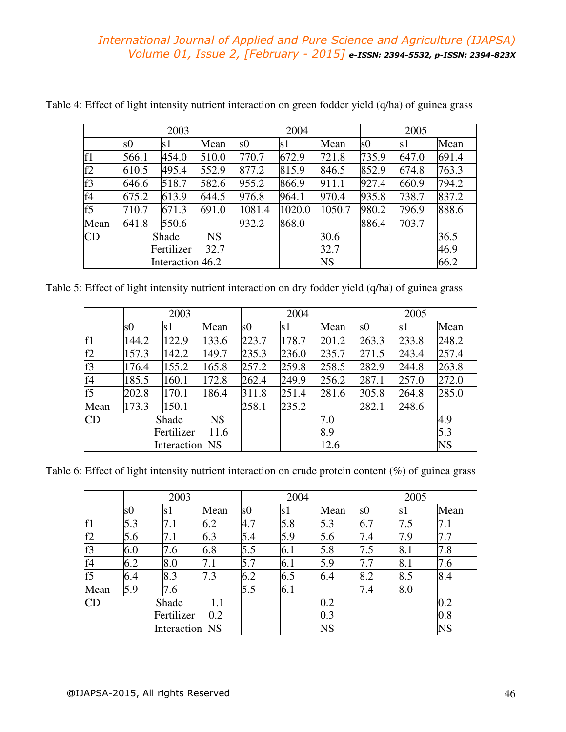Table 4: Effect of light intensity nutrient interaction on green fodder yield (q/ha) of guinea grass

| | 2003 | | | 2004 | | | 2005 | | |
|---|---|---|---|---|---|---|---|---|---|
| | s0 | s1 | Mean | s0 | s1 | Mean | s0 | s1 | Mean |
| f1 | 566.1 | 454.0 | 510.0 | 770.7 | 672.9 | 721.8 | 735.9 | 647.0 | 691.4 |
| f2 | 610.5 | 495.4 | 552.9 | 877.2 | 815.9 | 846.5 | 852.9 | 674.8 | 763.3 |
| f3 | 646.6 | 518.7 | 582.6 | 955.2 | 866.9 | 911.1 | 927.4 | 660.9 | 794.2 |
| f4 | 675.2 | 613.9 | 644.5 | 976.8 | 964.1 | 970.4 | 935.8 | 738.7 | 837.2 |
| f5 | 710.7 | 671.3 | 691.0 | 1081.4 | 1020.0 | 1050.7 | 980.2 | 796.9 | 888.6 |
| Mean | 641.8 | 550.6 | | 932.2 | 868.0 | | 886.4 | 703.7 | |
| CD | Shade | | NS | | | 30.6 | | | 36.5 |
| | Fertilizer | | 32.7 | | | 32.7 | | | 46.9 |
| | Interaction | | 46.2 | | | NS | | | 66.2 |

Table 5: Effect of light intensity nutrient interaction on dry fodder yield (q/ha) of guinea grass

| | 2003 | | | 2004 | | | 2005 | | |
|---|---|---|---|---|---|---|---|---|---|
| | s0 | s1 | Mean | s0 | s1 | Mean | s0 | s1 | Mean |
| f1 | 144.2 | 122.9 | 133.6 | 223.7 | 178.7 | 201.2 | 263.3 | 233.8 | 248.2 |
| f2 | 157.3 | 142.2 | 149.7 | 235.3 | 236.0 | 235.7 | 271.5 | 243.4 | 257.4 |
| f3 | 176.4 | 155.2 | 165.8 | 257.2 | 259.8 | 258.5 | 282.9 | 244.8 | 263.8 |
| f4 | 185.5 | 160.1 | 172.8 | 262.4 | 249.9 | 256.2 | 287.1 | 257.0 | 272.0 |
| f5 | 202.8 | 170.1 | 186.4 | 311.8 | 251.4 | 281.6 | 305.8 | 264.8 | 285.0 |
| Mean | 173.3 | 150.1 | | 258.1 | 235.2 | | 282.1 | 248.6 | |
| CD | Shade | | NS | | | 7.0 | | | 4.9 |
| | Fertilizer | | 11.6 | | | 8.9 | | | 5.3 |
| | Interaction | | NS | | | 12.6 | | | NS |

Table 6: Effect of light intensity nutrient interaction on crude protein content (%) of guinea grass

| | 2003 | | | 2004 | | | 2005 | | |
|---|---|---|---|---|---|---|---|---|---|
| | s0 | s1 | Mean | s0 | s1 | Mean | s0 | s1 | Mean |
| f1 | 5.3 | 7.1 | 6.2 | 4.7 | 5.8 | 5.3 | 6.7 | 7.5 | 7.1 |
| f2 | 5.6 | 7.1 | 6.3 | 5.4 | 5.9 | 5.6 | 7.4 | 7.9 | 7.7 |
| f3 | 6.0 | 7.6 | 6.8 | 5.5 | 6.1 | 5.8 | 7.5 | 8.1 | 7.8 |
| f4 | 6.2 | 8.0 | 7.1 | 5.7 | 6.1 | 5.9 | 7.7 | 8.1 | 7.6 |
| f5 | 6.4 | 8.3 | 7.3 | 6.2 | 6.5 | 6.4 | 8.2 | 8.5 | 8.4 |
| Mean | 5.9 | 7.6 | | 5.5 | 6.1 | | 7.4 | 8.0 | |
| CD | Shade | | 1.1 | | | 0.2 | | | 0.2 |
| | Fertilizer | | 0.2 | | | 0.3 | | | 0.8 |
| | Interaction | | NS | | | NS | | | NS |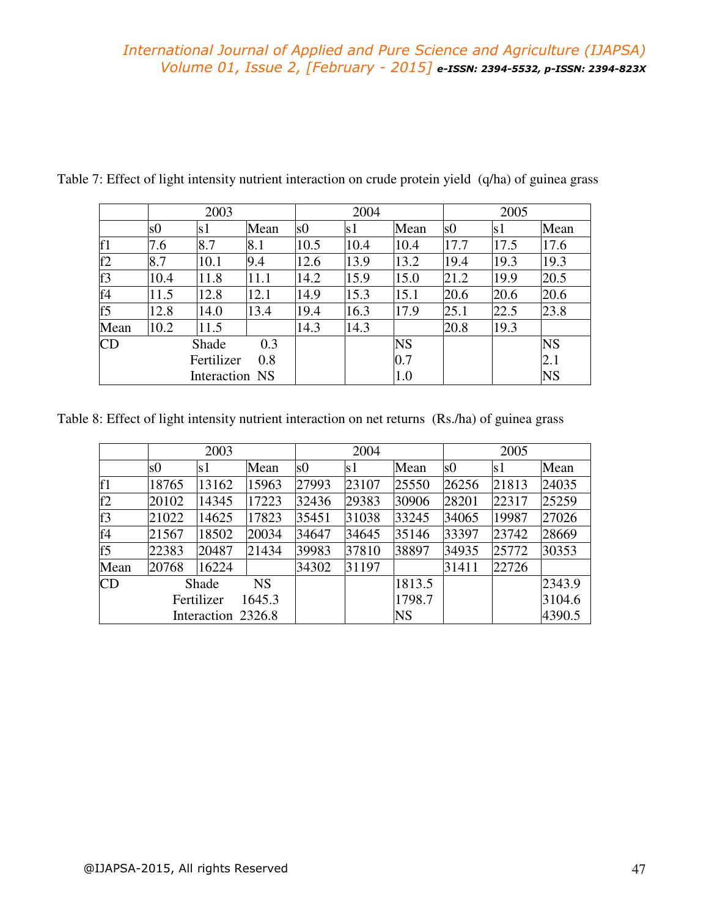Table 7: Effect of light intensity nutrient interaction on crude protein yield (q/ha) of guinea grass

| | 2003 | | | 2004 | | | 2005 | | |
|---|---|---|---|---|---|---|---|---|---|
| | s0 | s1 | Mean | s0 | s1 | Mean | s0 | s1 | Mean |
| f1 | 7.6 | 8.7 | 8.1 | 10.5 | 10.4 | 10.4 | 17.7 | 17.5 | 17.6 |
| f2 | 8.7 | 10.1 | 9.4 | 12.6 | 13.9 | 13.2 | 19.4 | 19.3 | 19.3 |
| f3 | 10.4 | 11.8 | 11.1 | 14.2 | 15.9 | 15.0 | 21.2 | 19.9 | 20.5 |
| f4 | 11.5 | 12.8 | 12.1 | 14.9 | 15.3 | 15.1 | 20.6 | 20.6 | 20.6 |
| f5 | 12.8 | 14.0 | 13.4 | 19.4 | 16.3 | 17.9 | 25.1 | 22.5 | 23.8 |
| Mean | 10.2 | 11.5 | | 14.3 | 14.3 | | 20.8 | 19.3 | |
| CD | Shade 0.3 | | | | | NS | | | NS |
| | Fertilizer 0.8 | | | | | 0.7 | | | 2.1 |
| | Interaction NS | | | | | 1.0 | | | NS |

Table 8: Effect of light intensity nutrient interaction on net returns (Rs./ha) of guinea grass

| | 2003 | | | 2004 | | | 2005 | | |
|---|---|---|---|---|---|---|---|---|---|
| | s0 | s1 | Mean | s0 | s1 | Mean | s0 | s1 | Mean |
| f1 | 18765 | 13162 | 15963 | 27993 | 23107 | 25550 | 26256 | 21813 | 24035 |
| f2 | 20102 | 14345 | 17223 | 32436 | 29383 | 30906 | 28201 | 22317 | 25259 |
| f3 | 21022 | 14625 | 17823 | 35451 | 31038 | 33245 | 34065 | 19987 | 27026 |
| f4 | 21567 | 18502 | 20034 | 34647 | 34645 | 35146 | 33397 | 23742 | 28669 |
| f5 | 22383 | 20487 | 21434 | 39983 | 37810 | 38897 | 34935 | 25772 | 30353 |
| Mean | 20768 | 16224 | | 34302 | 31197 | | 31411 | 22726 | |
| CD | Shade NS | | | | | 1813.5 | | | 2343.9 |
| | Fertilizer 1645.3 | | | | | 1798.7 | | | 3104.6 |
| | Interaction 2326.8 | | | | | NS | | | 4390.5 |